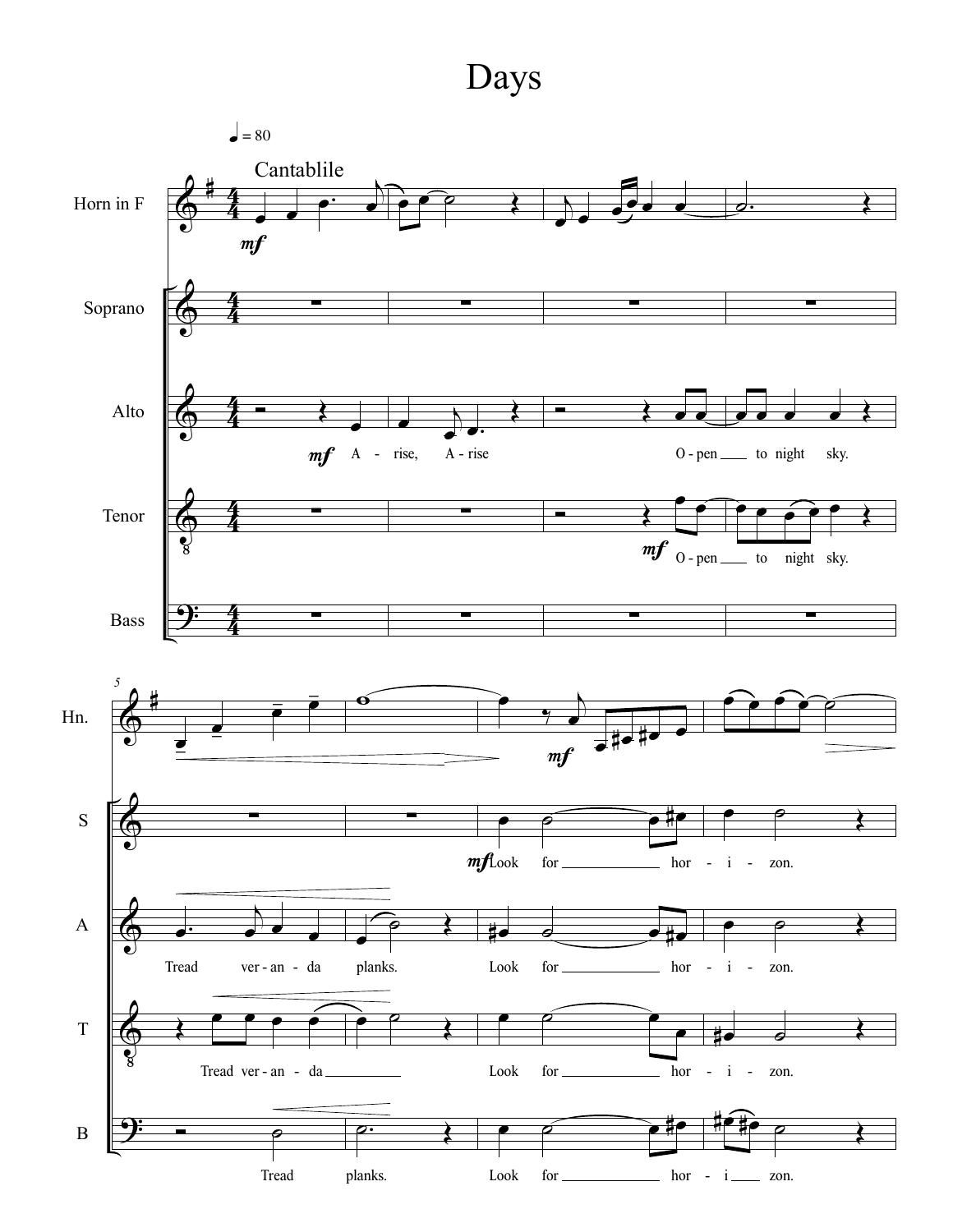# Days

♩ = 80

Cantablile

Horn in F

Soprano

Alto

Tenor

Bass

A - rise, A - rise O - pen to night sky.

O - pen to night sky.

Tread ver - an - da planks. Look for hor - i - zon.

Look for hor - i - zon.

Tread ver - an - da Look for hor - i - zon.

Tread planks. Look for hor - i zon.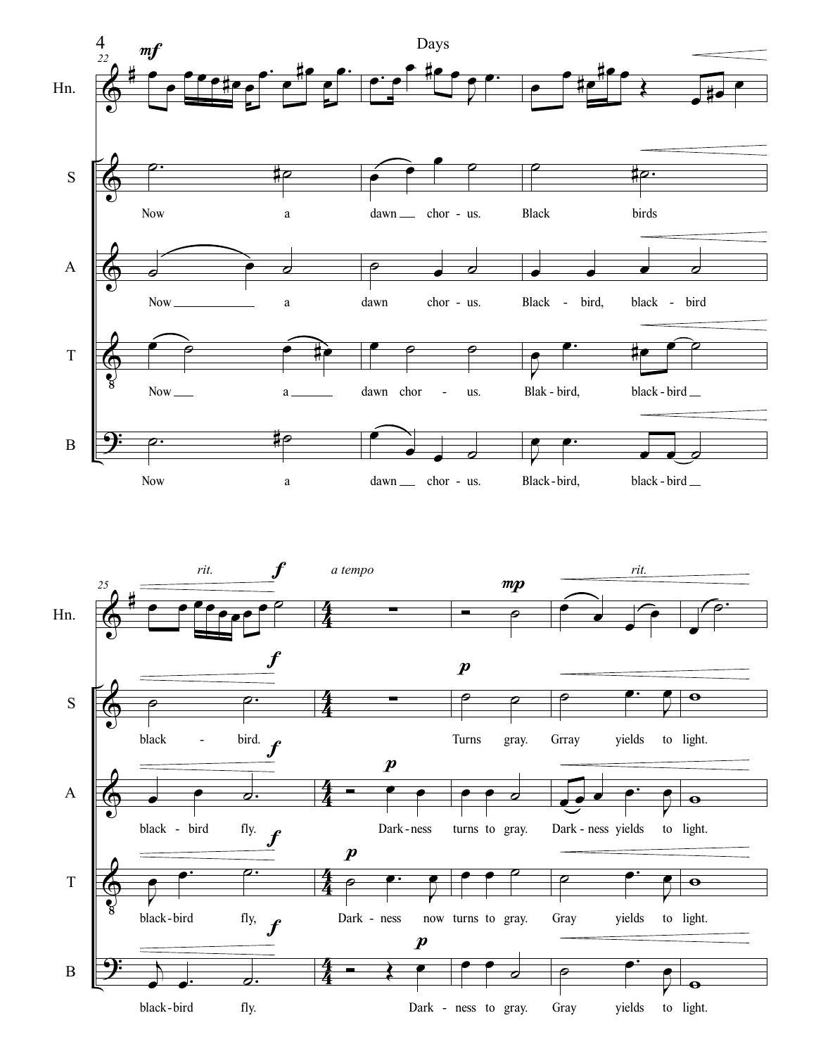Hn.

S: Now a dawn chor - us. Black birds black - bird.

A: Now a dawn chor - us. Black - bird, black - bird black - bird fly.

T: Now a dawn chor - us. Blak - bird, black - bird black - bird fly,

B: Now a dawn chor - us. Black - bird, black - bird black - bird fly.

*rit.* **f** *a tempo* **mp** *rit.*

S: Turns gray. Grray yields to light.

A: Dark - ness turns to gray. Dark - ness yields to light.

T: Dark - ness now turns to gray. Gray yields to light.

B: Dark - ness to gray. Gray yields to light.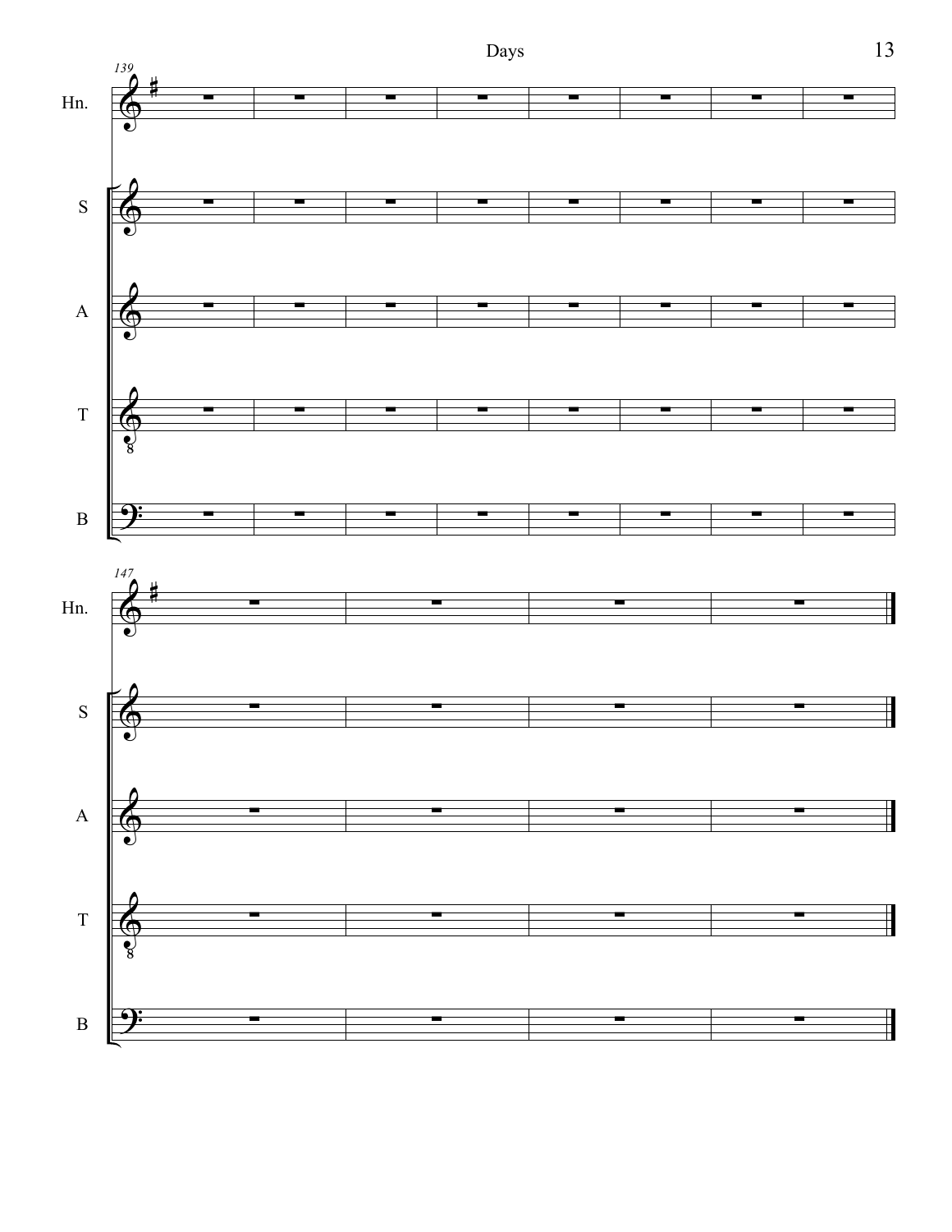Hn.

S

A

T

B

Hn.

S

A

T

B